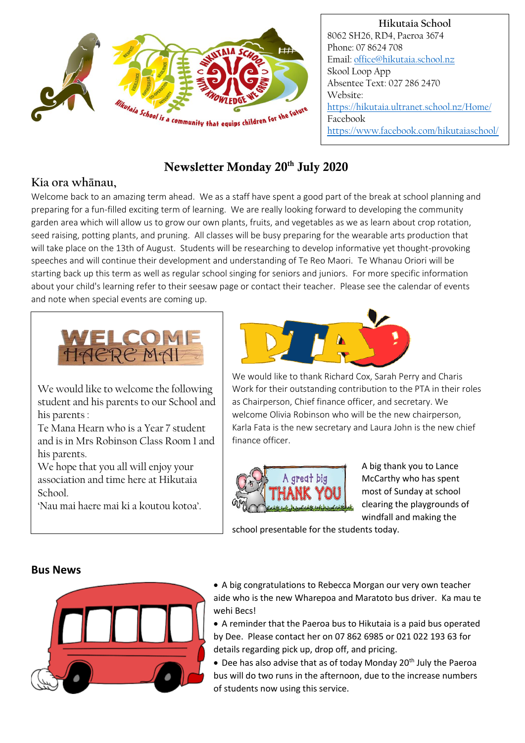**Hikutaia School**
8062 SH26, RD4, Paeroa 3674
Phone: 07 8624 708
Email: office@hikutaia.school.nz
Skool Loop App
Absentee Text: 027 286 2470
Website:
https://hikutaia.ultranet.school.nz/Home/
Facebook
https://www.facebook.com/hikutaiaschool/

# Newsletter Monday 20th July 2020

## Kia ora whānau,

Welcome back to an amazing term ahead. We as a staff have spent a good part of the break at school planning and preparing for a fun-filled exciting term of learning. We are really looking forward to developing the community garden area which will allow us to grow our own plants, fruits, and vegetables as we as learn about crop rotation, seed raising, potting plants, and pruning. All classes will be busy preparing for the wearable arts production that will take place on the 13th of August. Students will be researching to develop informative yet thought-provoking speeches and will continue their development and understanding of Te Reo Maori. Te Whanau Oriori will be starting back up this term as well as regular school singing for seniors and juniors. For more specific information about your child's learning refer to their seesaw page or contact their teacher. Please see the calendar of events and note when special events are coming up.

### WELCOME HAERE MAI

We would like to welcome the following student and his parents to our School and his parents :
Te Mana Hearn who is a Year 7 student and is in Mrs Robinson Class Room 1 and his parents.
We hope that you all will enjoy your association and time here at Hikutaia School.
'Nau mai haere mai ki a koutou kotoa'.

### PTA

We would like to thank Richard Cox, Sarah Perry and Charis Work for their outstanding contribution to the PTA in their roles as Chairperson, Chief finance officer, and secretary. We welcome Olivia Robinson who will be the new chairperson, Karla Fata is the new secretary and Laura John is the new chief finance officer.

### A great big THANK YOU

A big thank you to Lance McCarthy who has spent most of Sunday at school clearing the playgrounds of windfall and making the school presentable for the students today.

## Bus News

- A big congratulations to Rebecca Morgan our very own teacher aide who is the new Wharepoa and Maratoto bus driver. Ka mau te wehi Becs!
- A reminder that the Paeroa bus to Hikutaia is a paid bus operated by Dee. Please contact her on 07 862 6985 or 021 022 193 63 for details regarding pick up, drop off, and pricing.
- Dee has also advise that as of today Monday 20th July the Paeroa bus will do two runs in the afternoon, due to the increase numbers of students now using this service.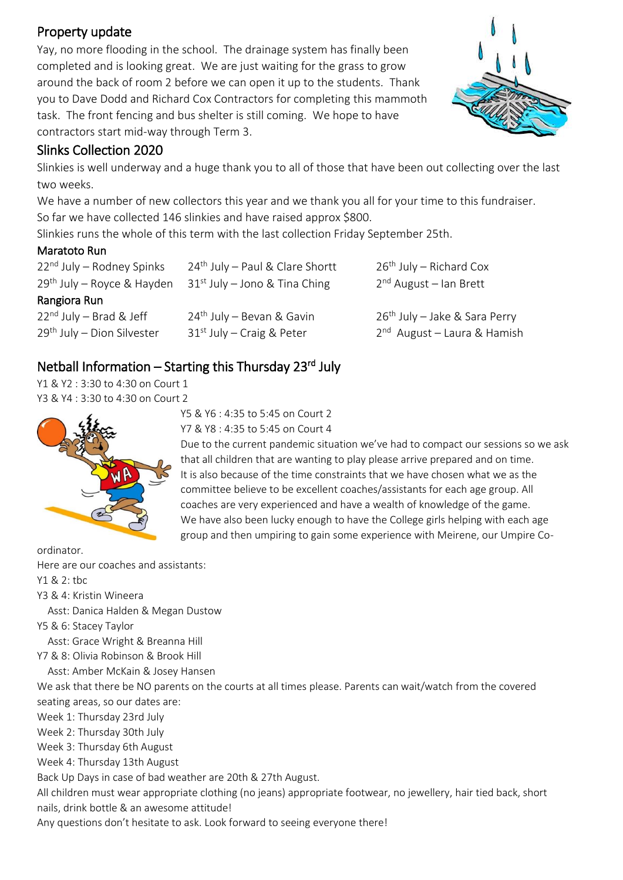## Property update

Yay, no more flooding in the school. The drainage system has finally been completed and is looking great. We are just waiting for the grass to grow around the back of room 2 before we can open it up to the students. Thank you to Dave Dodd and Richard Cox Contractors for completing this mammoth task. The front fencing and bus shelter is still coming. We hope to have contractors start mid-way through Term 3.

## Slinks Collection 2020

Slinkies is well underway and a huge thank you to all of those that have been out collecting over the last two weeks.

We have a number of new collectors this year and we thank you all for your time to this fundraiser.

So far we have collected 146 slinkies and have raised approx $800.

Slinkies runs the whole of this term with the last collection Friday September 25th.

### Maratoto Run

| | | |
|---|---|---|
| 22nd July – Rodney Spinks | 24th July – Paul & Clare Shortt | 26th July – Richard Cox |
| 29th July – Royce & Hayden | 31st July – Jono & Tina Ching | 2nd August – Ian Brett |

### Rangiora Run

| | | |
|---|---|---|
| 22nd July – Brad & Jeff | 24th July – Bevan & Gavin | 26th July – Jake & Sara Perry |
| 29th July – Dion Silvester | 31st July – Craig & Peter | 2nd August – Laura & Hamish |

## Netball Information – Starting this Thursday 23rd July

Y1 & Y2 : 3:30 to 4:30 on Court 1
Y3 & Y4 : 3:30 to 4:30 on Court 2
Y5 & Y6 : 4:35 to 5:45 on Court 2
Y7 & Y8 : 4:35 to 5:45 on Court 4

Due to the current pandemic situation we've had to compact our sessions so we ask that all children that are wanting to play please arrive prepared and on time.

It is also because of the time constraints that we have chosen what we as the committee believe to be excellent coaches/assistants for each age group. All coaches are very experienced and have a wealth of knowledge of the game.

We have also been lucky enough to have the College girls helping with each age group and then umpiring to gain some experience with Meirene, our Umpire Co-ordinator.

Here are our coaches and assistants:

Y1 & 2: tbc
Y3 & 4: Kristin Wineera
  Asst: Danica Halden & Megan Dustow
Y5 & 6: Stacey Taylor
  Asst: Grace Wright & Breanna Hill
Y7 & 8: Olivia Robinson & Brook Hill
  Asst: Amber McKain & Josey Hansen

We ask that there be NO parents on the courts at all times please. Parents can wait/watch from the covered seating areas, so our dates are:

Week 1: Thursday 23rd July
Week 2: Thursday 30th July
Week 3: Thursday 6th August
Week 4: Thursday 13th August

Back Up Days in case of bad weather are 20th & 27th August.

All children must wear appropriate clothing (no jeans) appropriate footwear, no jewellery, hair tied back, short nails, drink bottle & an awesome attitude!

Any questions don't hesitate to ask. Look forward to seeing everyone there!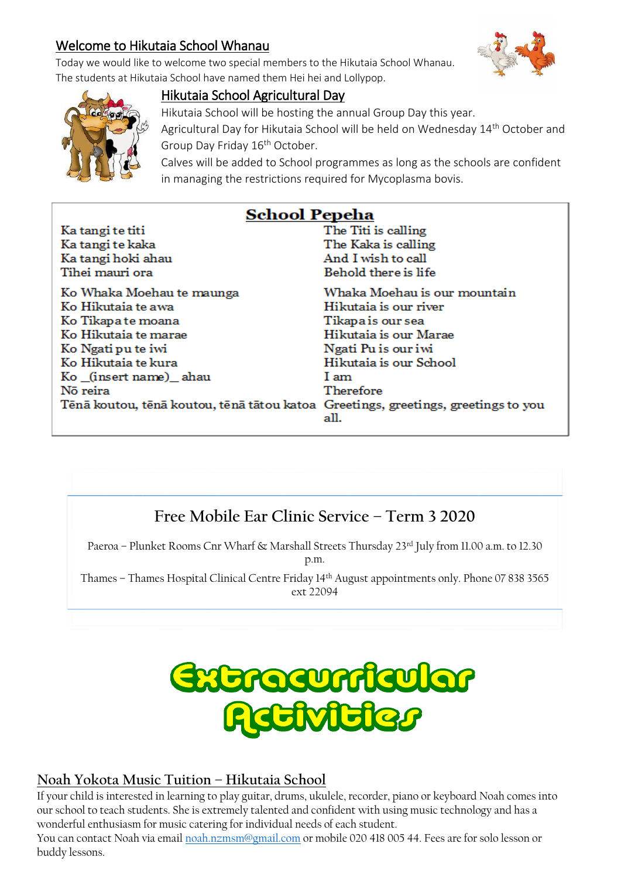## Welcome to Hikutaia School Whanau

Today we would like to welcome two special members to the Hikutaia School Whanau. The students at Hikutaia School have named them Hei hei and Lollypop.

## Hikutaia School Agricultural Day

Hikutaia School will be hosting the annual Group Day this year.
Agricultural Day for Hikutaia School will be held on Wednesday 14th October and Group Day Friday 16th October.
Calves will be added to School programmes as long as the schools are confident in managing the restrictions required for Mycoplasma bovis.

## School Pepeha

| | |
|---|---|
| Ka tangi te titi | The Titi is calling |
| Ka tangi te kaka | The Kaka is calling |
| Ka tangi hoki ahau | And I wish to call |
| Tihei mauri ora | Behold there is life |
| Ko Whaka Moehau te maunga | Whaka Moehau is our mountain |
| Ko Hikutaia te awa | Hikutaia is our river |
| Ko Tikapa te moana | Tikapa is our sea |
| Ko Hikutaia te marae | Hikutaia is our Marae |
| Ko Ngati pu te iwi | Ngati Pu is our iwi |
| Ko Hikutaia te kura | Hikutaia is our School |
| Ko _(insert name)_ ahau | I am |
| Nō reira | Therefore |
| Tēnā koutou, tēnā koutou, tēnā tātou katoa | Greetings, greetings, greetings to you all. |

## Free Mobile Ear Clinic Service – Term 3 2020

Paeroa – Plunket Rooms Cnr Wharf & Marshall Streets Thursday 23rd July from 11.00 a.m. to 12.30 p.m.

Thames – Thames Hospital Clinical Centre Friday 14th August appointments only. Phone 07 838 3565 ext 22094

# Extracurricular Activities

## Noah Yokota Music Tuition – Hikutaia School

If your child is interested in learning to play guitar, drums, ukulele, recorder, piano or keyboard Noah comes into our school to teach students. She is extremely talented and confident with using music technology and has a wonderful enthusiasm for music catering for individual needs of each student.
You can contact Noah via email noah.nzmsm@gmail.com or mobile 020 418 005 44. Fees are for solo lesson or buddy lessons.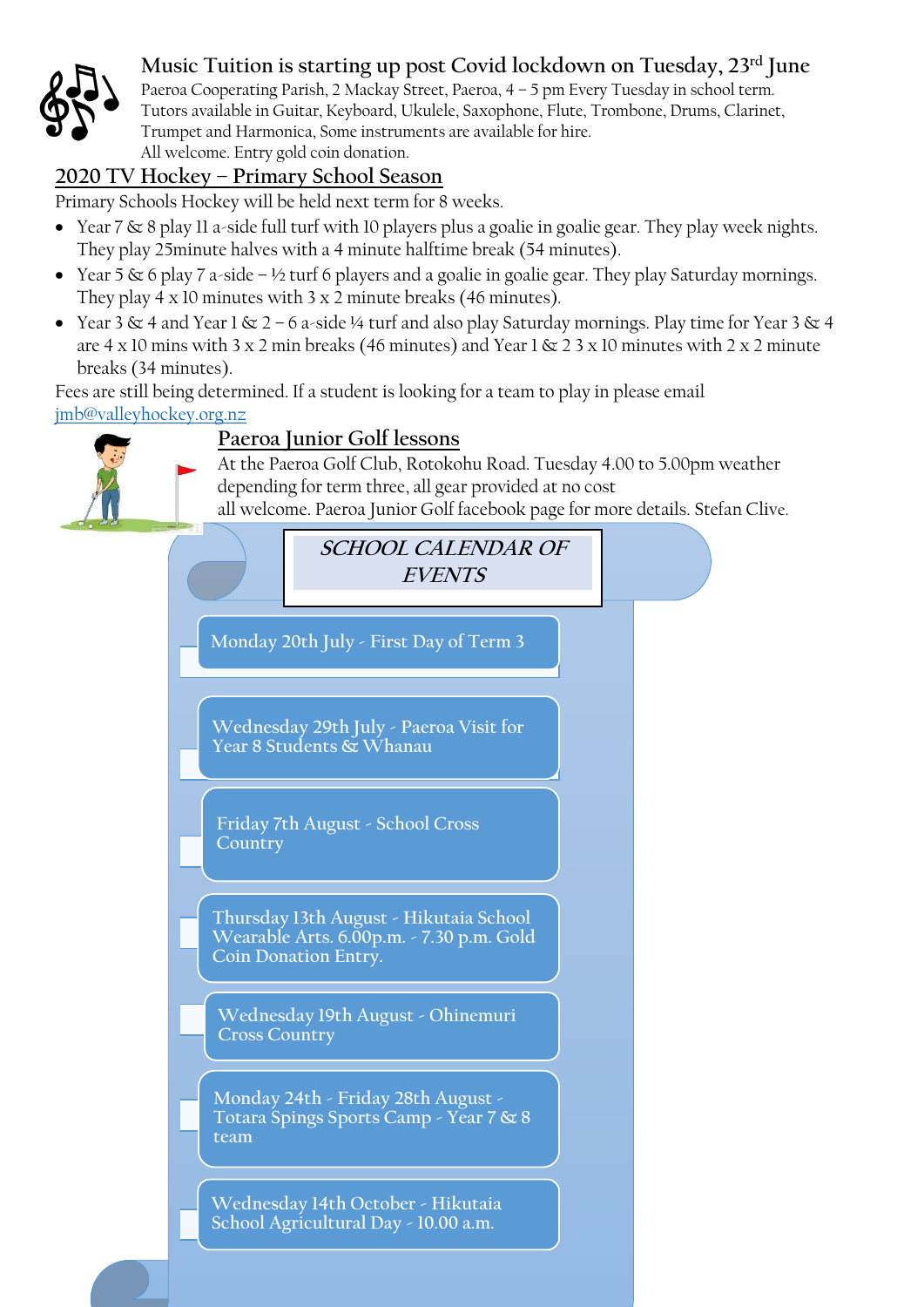## Music Tuition is starting up post Covid lockdown on Tuesday, 23rd June

Paeroa Cooperating Parish, 2 Mackay Street, Paeroa, 4 – 5 pm Every Tuesday in school term.
Tutors available in Guitar, Keyboard, Ukulele, Saxophone, Flute, Trombone, Drums, Clarinet, Trumpet and Harmonica, Some instruments are available for hire.
All welcome. Entry gold coin donation.

## 2020 TV Hockey – Primary School Season

Primary Schools Hockey will be held next term for 8 weeks.

- Year 7 & 8 play 11 a-side full turf with 10 players plus a goalie in goalie gear. They play week nights. They play 25minute halves with a 4 minute halftime break (54 minutes).
- Year 5 & 6 play 7 a-side – ½ turf 6 players and a goalie in goalie gear. They play Saturday mornings. They play 4 x 10 minutes with 3 x 2 minute breaks (46 minutes).
- Year 3 & 4 and Year 1 & 2 – 6 a-side ¼ turf and also play Saturday mornings. Play time for Year 3 & 4 are 4 x 10 mins with 3 x 2 min breaks (46 minutes) and Year 1 & 2 3 x 10 minutes with 2 x 2 minute breaks (34 minutes).

Fees are still being determined. If a student is looking for a team to play in please email jmb@valleyhockey.org.nz

## Paeroa Junior Golf lessons

At the Paeroa Golf Club, Rotokohu Road. Tuesday 4.00 to 5.00pm weather depending for term three, all gear provided at no cost
all welcome. Paeroa Junior Golf facebook page for more details. Stefan Clive.

## *SCHOOL CALENDAR OF EVENTS*

- Monday 20th July - First Day of Term 3
- Wednesday 29th July - Paeroa Visit for Year 8 Students & Whanau
- Friday 7th August - School Cross Country
- Thursday 13th August - Hikutaia School Wearable Arts. 6.00p.m. - 7.30 p.m. Gold Coin Donation Entry.
- Wednesday 19th August - Ohinemuri Cross Country
- Monday 24th - Friday 28th August - Totara Spings Sports Camp - Year 7 & 8 team
- Wednesday 14th October - Hikutaia School Agricultural Day - 10.00 a.m.